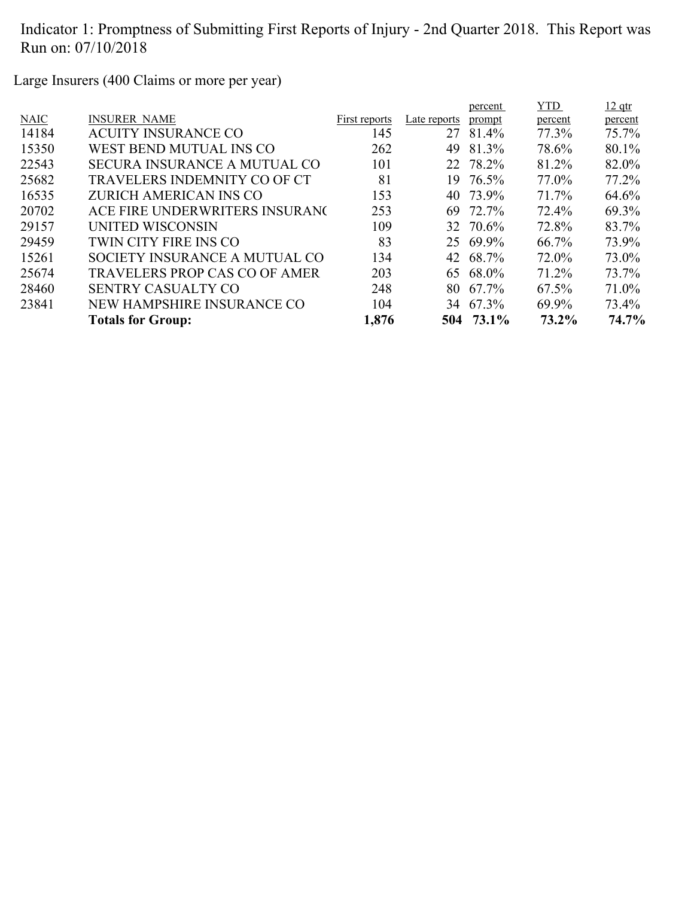Indicator 1: Promptness of Submitting First Reports of Injury - 2nd Quarter 2018. This Report was Run on: 07/10/2018

Large Insurers (400 Claims or more per year)

| NAIC | INSURER NAME | First reports | Late reports | percent prompt | YTD percent | 12 qtr percent |
|---|---|---|---|---|---|---|
| 14184 | ACUITY INSURANCE CO | 145 | 27 | 81.4% | 77.3% | 75.7% |
| 15350 | WEST BEND MUTUAL INS CO | 262 | 49 | 81.3% | 78.6% | 80.1% |
| 22543 | SECURA INSURANCE A MUTUAL CO | 101 | 22 | 78.2% | 81.2% | 82.0% |
| 25682 | TRAVELERS INDEMNITY CO OF CT | 81 | 19 | 76.5% | 77.0% | 77.2% |
| 16535 | ZURICH AMERICAN INS CO | 153 | 40 | 73.9% | 71.7% | 64.6% |
| 20702 | ACE FIRE UNDERWRITERS INSURANC | 253 | 69 | 72.7% | 72.4% | 69.3% |
| 29157 | UNITED WISCONSIN | 109 | 32 | 70.6% | 72.8% | 83.7% |
| 29459 | TWIN CITY FIRE INS CO | 83 | 25 | 69.9% | 66.7% | 73.9% |
| 15261 | SOCIETY INSURANCE A MUTUAL CO | 134 | 42 | 68.7% | 72.0% | 73.0% |
| 25674 | TRAVELERS PROP CAS CO OF AMER | 203 | 65 | 68.0% | 71.2% | 73.7% |
| 28460 | SENTRY CASUALTY CO | 248 | 80 | 67.7% | 67.5% | 71.0% |
| 23841 | NEW HAMPSHIRE INSURANCE CO | 104 | 34 | 67.3% | 69.9% | 73.4% |
| | **Totals for Group:** | **1,876** | **504** | **73.1%** | **73.2%** | **74.7%** |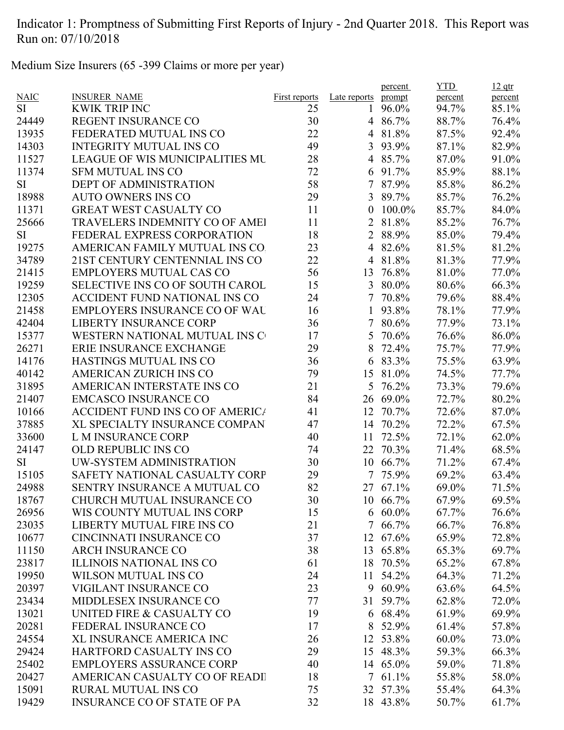Indicator 1: Promptness of Submitting First Reports of Injury - 2nd Quarter 2018. This Report was Run on: 07/10/2018

Medium Size Insurers (65 -399 Claims or more per year)

| NAIC | INSURER_NAME | First reports | Late reports | percent prompt | YTD percent | 12 qtr percent |
|---|---|---|---|---|---|---|
| SI | KWIK TRIP INC | 25 | 1 | 96.0% | 94.7% | 85.1% |
| 24449 | REGENT INSURANCE CO | 30 | 4 | 86.7% | 88.7% | 76.4% |
| 13935 | FEDERATED MUTUAL INS CO | 22 | 4 | 81.8% | 87.5% | 92.4% |
| 14303 | INTEGRITY MUTUAL INS CO | 49 | 3 | 93.9% | 87.1% | 82.9% |
| 11527 | LEAGUE OF WIS MUNICIPALITIES MU | 28 | 4 | 85.7% | 87.0% | 91.0% |
| 11374 | SFM MUTUAL INS CO | 72 | 6 | 91.7% | 85.9% | 88.1% |
| SI | DEPT OF ADMINISTRATION | 58 | 7 | 87.9% | 85.8% | 86.2% |
| 18988 | AUTO OWNERS INS CO | 29 | 3 | 89.7% | 85.7% | 76.2% |
| 11371 | GREAT WEST CASUALTY CO | 11 | 0 | 100.0% | 85.7% | 84.0% |
| 25666 | TRAVELERS INDEMNITY CO OF AMEI | 11 | 2 | 81.8% | 85.2% | 76.7% |
| SI | FEDERAL EXPRESS CORPORATION | 18 | 2 | 88.9% | 85.0% | 79.4% |
| 19275 | AMERICAN FAMILY MUTUAL INS CO. | 23 | 4 | 82.6% | 81.5% | 81.2% |
| 34789 | 21ST CENTURY CENTENNIAL INS CO | 22 | 4 | 81.8% | 81.3% | 77.9% |
| 21415 | EMPLOYERS MUTUAL CAS CO | 56 | 13 | 76.8% | 81.0% | 77.0% |
| 19259 | SELECTIVE INS CO OF SOUTH CAROL | 15 | 3 | 80.0% | 80.6% | 66.3% |
| 12305 | ACCIDENT FUND NATIONAL INS CO | 24 | 7 | 70.8% | 79.6% | 88.4% |
| 21458 | EMPLOYERS INSURANCE CO OF WAU | 16 | 1 | 93.8% | 78.1% | 77.9% |
| 42404 | LIBERTY INSURANCE CORP | 36 | 7 | 80.6% | 77.9% | 73.1% |
| 15377 | WESTERN NATIONAL MUTUAL INS C | 17 | 5 | 70.6% | 76.6% | 86.0% |
| 26271 | ERIE INSURANCE EXCHANGE | 29 | 8 | 72.4% | 75.7% | 77.9% |
| 14176 | HASTINGS MUTUAL INS CO | 36 | 6 | 83.3% | 75.5% | 63.9% |
| 40142 | AMERICAN ZURICH INS CO | 79 | 15 | 81.0% | 74.5% | 77.7% |
| 31895 | AMERICAN INTERSTATE INS CO | 21 | 5 | 76.2% | 73.3% | 79.6% |
| 21407 | EMCASCO INSURANCE CO | 84 | 26 | 69.0% | 72.7% | 80.2% |
| 10166 | ACCIDENT FUND INS CO OF AMERICA | 41 | 12 | 70.7% | 72.6% | 87.0% |
| 37885 | XL SPECIALTY INSURANCE COMPAN | 47 | 14 | 70.2% | 72.2% | 67.5% |
| 33600 | L M INSURANCE CORP | 40 | 11 | 72.5% | 72.1% | 62.0% |
| 24147 | OLD REPUBLIC INS CO | 74 | 22 | 70.3% | 71.4% | 68.5% |
| SI | UW-SYSTEM ADMINISTRATION | 30 | 10 | 66.7% | 71.2% | 67.4% |
| 15105 | SAFETY NATIONAL CASUALTY CORP | 29 | 7 | 75.9% | 69.2% | 63.4% |
| 24988 | SENTRY INSURANCE A MUTUAL CO | 82 | 27 | 67.1% | 69.0% | 71.5% |
| 18767 | CHURCH MUTUAL INSURANCE CO | 30 | 10 | 66.7% | 67.9% | 69.5% |
| 26956 | WIS COUNTY MUTUAL INS CORP | 15 | 6 | 60.0% | 67.7% | 76.6% |
| 23035 | LIBERTY MUTUAL FIRE INS CO | 21 | 7 | 66.7% | 66.7% | 76.8% |
| 10677 | CINCINNATI INSURANCE CO | 37 | 12 | 67.6% | 65.9% | 72.8% |
| 11150 | ARCH INSURANCE CO | 38 | 13 | 65.8% | 65.3% | 69.7% |
| 23817 | ILLINOIS NATIONAL INS CO | 61 | 18 | 70.5% | 65.2% | 67.8% |
| 19950 | WILSON MUTUAL INS CO | 24 | 11 | 54.2% | 64.3% | 71.2% |
| 20397 | VIGILANT INSURANCE CO | 23 | 9 | 60.9% | 63.6% | 64.5% |
| 23434 | MIDDLESEX INSURANCE CO | 77 | 31 | 59.7% | 62.8% | 72.0% |
| 13021 | UNITED FIRE & CASUALTY CO | 19 | 6 | 68.4% | 61.9% | 69.9% |
| 20281 | FEDERAL INSURANCE CO | 17 | 8 | 52.9% | 61.4% | 57.8% |
| 24554 | XL INSURANCE AMERICA INC | 26 | 12 | 53.8% | 60.0% | 73.0% |
| 29424 | HARTFORD CASUALTY INS CO | 29 | 15 | 48.3% | 59.3% | 66.3% |
| 25402 | EMPLOYERS ASSURANCE CORP | 40 | 14 | 65.0% | 59.0% | 71.8% |
| 20427 | AMERICAN CASUALTY CO OF READI | 18 | 7 | 61.1% | 55.8% | 58.0% |
| 15091 | RURAL MUTUAL INS CO | 75 | 32 | 57.3% | 55.4% | 64.3% |
| 19429 | INSURANCE CO OF STATE OF PA | 32 | 18 | 43.8% | 50.7% | 61.7% |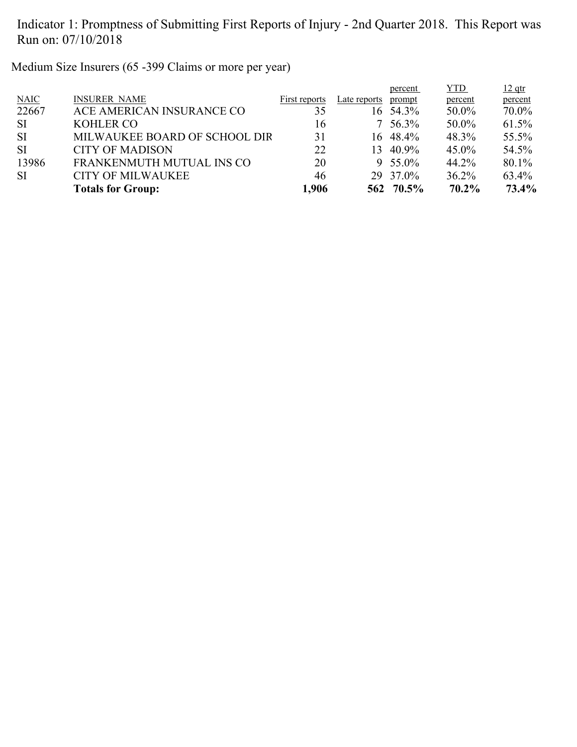Indicator 1: Promptness of Submitting First Reports of Injury - 2nd Quarter 2018. This Report was Run on: 07/10/2018

Medium Size Insurers (65 -399 Claims or more per year)

| NAIC | INSURER_NAME | First reports | Late reports | percent prompt | YTD percent | 12 qtr percent |
|---|---|---|---|---|---|---|
| 22667 | ACE AMERICAN INSURANCE CO | 35 | 16 | 54.3% | 50.0% | 70.0% |
| SI | KOHLER CO | 16 | 7 | 56.3% | 50.0% | 61.5% |
| SI | MILWAUKEE BOARD OF SCHOOL DIR | 31 | 16 | 48.4% | 48.3% | 55.5% |
| SI | CITY OF MADISON | 22 | 13 | 40.9% | 45.0% | 54.5% |
| 13986 | FRANKENMUTH MUTUAL INS CO | 20 | 9 | 55.0% | 44.2% | 80.1% |
| SI | CITY OF MILWAUKEE | 46 | 29 | 37.0% | 36.2% | 63.4% |
| | **Totals for Group:** | **1,906** | **562** | **70.5%** | **70.2%** | **73.4%** |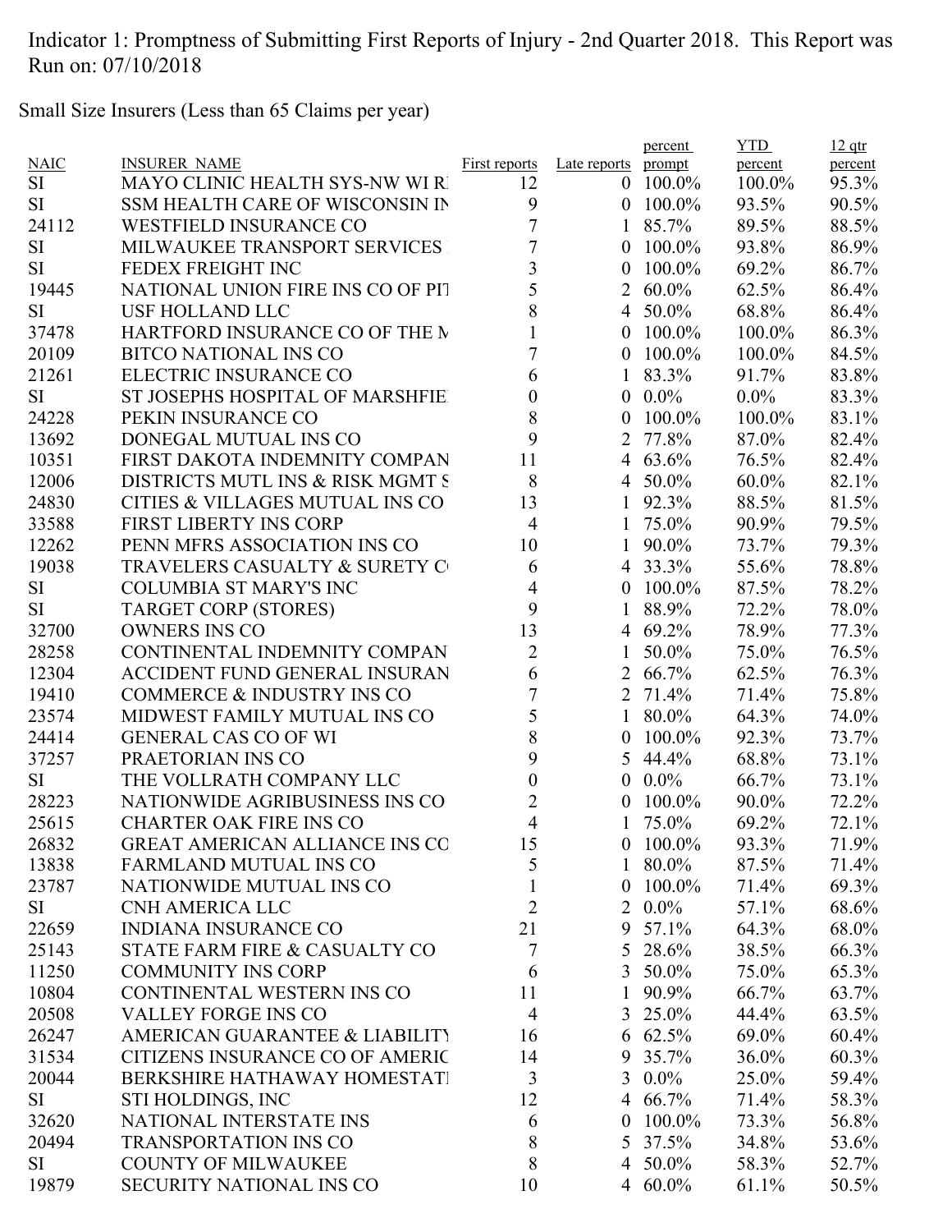Indicator 1: Promptness of Submitting First Reports of Injury - 2nd Quarter 2018. This Report was Run on: 07/10/2018

Small Size Insurers (Less than 65 Claims per year)

| NAIC | INSURER_NAME | First reports | Late reports | percent prompt | YTD percent | 12 qtr percent |
|---|---|---|---|---|---|---|
| SI | MAYO CLINIC HEALTH SYS-NW WI RI | 12 | 0 | 100.0% | 100.0% | 95.3% |
| SI | SSM HEALTH CARE OF WISCONSIN IN | 9 | 0 | 100.0% | 93.5% | 90.5% |
| 24112 | WESTFIELD INSURANCE CO | 7 | 1 | 85.7% | 89.5% | 88.5% |
| SI | MILWAUKEE TRANSPORT SERVICES | 7 | 0 | 100.0% | 93.8% | 86.9% |
| SI | FEDEX FREIGHT INC | 3 | 0 | 100.0% | 69.2% | 86.7% |
| 19445 | NATIONAL UNION FIRE INS CO OF PIT | 5 | 2 | 60.0% | 62.5% | 86.4% |
| SI | USF HOLLAND LLC | 8 | 4 | 50.0% | 68.8% | 86.4% |
| 37478 | HARTFORD INSURANCE CO OF THE M | 1 | 0 | 100.0% | 100.0% | 86.3% |
| 20109 | BITCO NATIONAL INS CO | 7 | 0 | 100.0% | 100.0% | 84.5% |
| 21261 | ELECTRIC INSURANCE CO | 6 | 1 | 83.3% | 91.7% | 83.8% |
| SI | ST JOSEPHS HOSPITAL OF MARSHFIE | 0 | 0 | 0.0% | 0.0% | 83.3% |
| 24228 | PEKIN INSURANCE CO | 8 | 0 | 100.0% | 100.0% | 83.1% |
| 13692 | DONEGAL MUTUAL INS CO | 9 | 2 | 77.8% | 87.0% | 82.4% |
| 10351 | FIRST DAKOTA INDEMNITY COMPAN | 11 | 4 | 63.6% | 76.5% | 82.4% |
| 12006 | DISTRICTS MUTL INS & RISK MGMT S | 8 | 4 | 50.0% | 60.0% | 82.1% |
| 24830 | CITIES & VILLAGES MUTUAL INS CO | 13 | 1 | 92.3% | 88.5% | 81.5% |
| 33588 | FIRST LIBERTY INS CORP | 4 | 1 | 75.0% | 90.9% | 79.5% |
| 12262 | PENN MFRS ASSOCIATION INS CO | 10 | 1 | 90.0% | 73.7% | 79.3% |
| 19038 | TRAVELERS CASUALTY & SURETY C | 6 | 4 | 33.3% | 55.6% | 78.8% |
| SI | COLUMBIA ST MARY'S INC | 4 | 0 | 100.0% | 87.5% | 78.2% |
| SI | TARGET CORP (STORES) | 9 | 1 | 88.9% | 72.2% | 78.0% |
| 32700 | OWNERS INS CO | 13 | 4 | 69.2% | 78.9% | 77.3% |
| 28258 | CONTINENTAL INDEMNITY COMPAN | 2 | 1 | 50.0% | 75.0% | 76.5% |
| 12304 | ACCIDENT FUND GENERAL INSURAN | 6 | 2 | 66.7% | 62.5% | 76.3% |
| 19410 | COMMERCE & INDUSTRY INS CO | 7 | 2 | 71.4% | 71.4% | 75.8% |
| 23574 | MIDWEST FAMILY MUTUAL INS CO | 5 | 1 | 80.0% | 64.3% | 74.0% |
| 24414 | GENERAL CAS CO OF WI | 8 | 0 | 100.0% | 92.3% | 73.7% |
| 37257 | PRAETORIAN INS CO | 9 | 5 | 44.4% | 68.8% | 73.1% |
| SI | THE VOLLRATH COMPANY LLC | 0 | 0 | 0.0% | 66.7% | 73.1% |
| 28223 | NATIONWIDE AGRIBUSINESS INS CO | 2 | 0 | 100.0% | 90.0% | 72.2% |
| 25615 | CHARTER OAK FIRE INS CO | 4 | 1 | 75.0% | 69.2% | 72.1% |
| 26832 | GREAT AMERICAN ALLIANCE INS CO | 15 | 0 | 100.0% | 93.3% | 71.9% |
| 13838 | FARMLAND MUTUAL INS CO | 5 | 1 | 80.0% | 87.5% | 71.4% |
| 23787 | NATIONWIDE MUTUAL INS CO | 1 | 0 | 100.0% | 71.4% | 69.3% |
| SI | CNH AMERICA LLC | 2 | 2 | 0.0% | 57.1% | 68.6% |
| 22659 | INDIANA INSURANCE CO | 21 | 9 | 57.1% | 64.3% | 68.0% |
| 25143 | STATE FARM FIRE & CASUALTY CO | 7 | 5 | 28.6% | 38.5% | 66.3% |
| 11250 | COMMUNITY INS CORP | 6 | 3 | 50.0% | 75.0% | 65.3% |
| 10804 | CONTINENTAL WESTERN INS CO | 11 | 1 | 90.9% | 66.7% | 63.7% |
| 20508 | VALLEY FORGE INS CO | 4 | 3 | 25.0% | 44.4% | 63.5% |
| 26247 | AMERICAN GUARANTEE & LIABILITY | 16 | 6 | 62.5% | 69.0% | 60.4% |
| 31534 | CITIZENS INSURANCE CO OF AMERIC | 14 | 9 | 35.7% | 36.0% | 60.3% |
| 20044 | BERKSHIRE HATHAWAY HOMESTATI | 3 | 3 | 0.0% | 25.0% | 59.4% |
| SI | STI HOLDINGS, INC | 12 | 4 | 66.7% | 71.4% | 58.3% |
| 32620 | NATIONAL INTERSTATE INS | 6 | 0 | 100.0% | 73.3% | 56.8% |
| 20494 | TRANSPORTATION INS CO | 8 | 5 | 37.5% | 34.8% | 53.6% |
| SI | COUNTY OF MILWAUKEE | 8 | 4 | 50.0% | 58.3% | 52.7% |
| 19879 | SECURITY NATIONAL INS CO | 10 | 4 | 60.0% | 61.1% | 50.5% |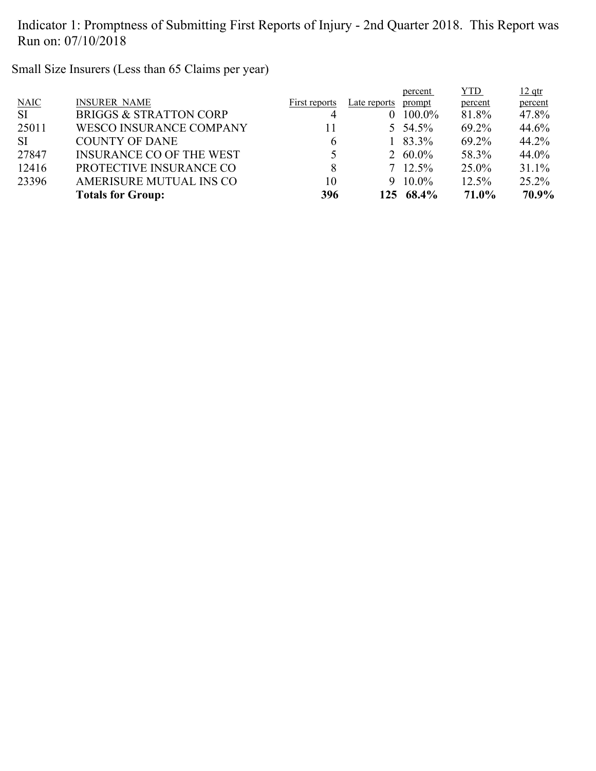Indicator 1: Promptness of Submitting First Reports of Injury - 2nd Quarter 2018. This Report was Run on: 07/10/2018

Small Size Insurers (Less than 65 Claims per year)

| NAIC | INSURER NAME | First reports | Late reports | percent prompt | YTD percent | 12 qtr percent |
|---|---|---|---|---|---|---|
| SI | BRIGGS & STRATTON CORP | 4 | 0 | 100.0% | 81.8% | 47.8% |
| 25011 | WESCO INSURANCE COMPANY | 11 | 5 | 54.5% | 69.2% | 44.6% |
| SI | COUNTY OF DANE | 6 | 1 | 83.3% | 69.2% | 44.2% |
| 27847 | INSURANCE CO OF THE WEST | 5 | 2 | 60.0% | 58.3% | 44.0% |
| 12416 | PROTECTIVE INSURANCE CO | 8 | 7 | 12.5% | 25.0% | 31.1% |
| 23396 | AMERISURE MUTUAL INS CO | 10 | 9 | 10.0% | 12.5% | 25.2% |
| | **Totals for Group:** | **396** | **125** | **68.4%** | **71.0%** | **70.9%** |